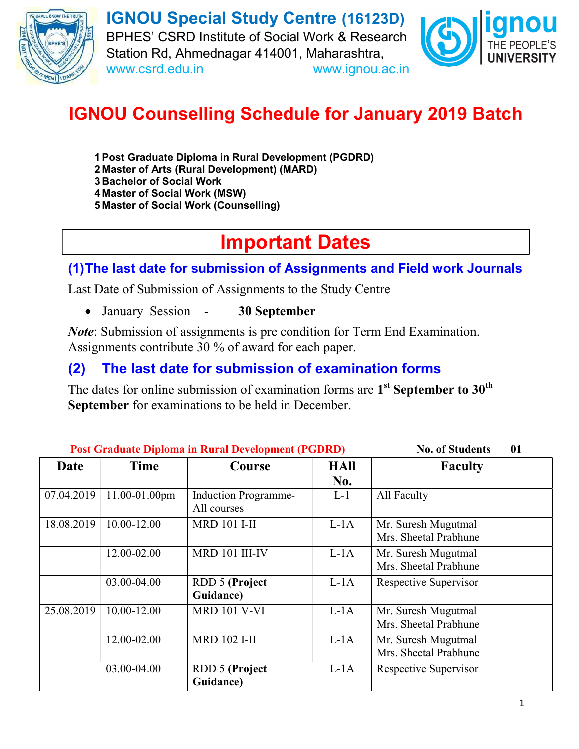# IGNOU Special Study Centre (16123D)

BPHES' CSRD Institute of Social Work & Research
Station Rd, Ahmednagar 414001, Maharashtra,
www.csrd.edu.in www.ignou.ac.in

# IGNOU Counselling Schedule for January 2019 Batch

1. **Post Graduate Diploma in Rural Development (PGDRD)**
2. **Master of Arts (Rural Development) (MARD)**
3. **Bachelor of Social Work**
4. **Master of Social Work (MSW)**
5. **Master of Social Work (Counselling)**

## Important Dates

### (1) The last date for submission of Assignments and Field work Journals

Last Date of Submission of Assignments to the Study Centre

- January Session - **30 September**

***Note***: Submission of assignments is pre condition for Term End Examination. Assignments contribute 30 % of award for each paper.

### (2) The last date for submission of examination forms

The dates for online submission of examination forms are **1st September to 30th September** for examinations to be held in December.

**Post Graduate Diploma in Rural Development (PGDRD)** **No. of Students 01**

| Date | Time | Course | HAll No. | Faculty |
|---|---|---|---|---|
| 07.04.2019 | 11.00-01.00pm | Induction Programme- All courses | L-1 | All Faculty |
| 18.08.2019 | 10.00-12.00 | MRD 101 I-II | L-1A | Mr. Suresh Mugutmal<br>Mrs. Sheetal Prabhune |
| | 12.00-02.00 | MRD 101 III-IV | L-1A | Mr. Suresh Mugutmal<br>Mrs. Sheetal Prabhune |
| | 03.00-04.00 | RDD 5 **(Project Guidance)** | L-1A | Respective Supervisor |
| 25.08.2019 | 10.00-12.00 | MRD 101 V-VI | L-1A | Mr. Suresh Mugutmal<br>Mrs. Sheetal Prabhune |
| | 12.00-02.00 | MRD 102 I-II | L-1A | Mr. Suresh Mugutmal<br>Mrs. Sheetal Prabhune |
| | 03.00-04.00 | RDD 5 **(Project Guidance)** | L-1A | Respective Supervisor |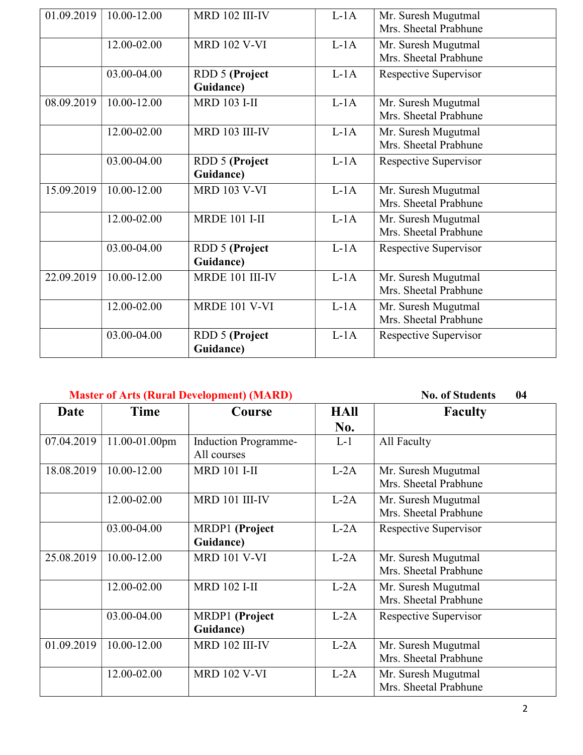| 01.09.2019 | 10.00-12.00 | MRD 102 III-IV | L-1A | Mr. Suresh Mugutmal<br>Mrs. Sheetal Prabhune |
|---|---|---|---|---|
| | 12.00-02.00 | MRD 102 V-VI | L-1A | Mr. Suresh Mugutmal<br>Mrs. Sheetal Prabhune |
| | 03.00-04.00 | RDD 5 **(Project Guidance)** | L-1A | Respective Supervisor |
| 08.09.2019 | 10.00-12.00 | MRD 103 I-II | L-1A | Mr. Suresh Mugutmal<br>Mrs. Sheetal Prabhune |
| | 12.00-02.00 | MRD 103 III-IV | L-1A | Mr. Suresh Mugutmal<br>Mrs. Sheetal Prabhune |
| | 03.00-04.00 | RDD 5 **(Project Guidance)** | L-1A | Respective Supervisor |
| 15.09.2019 | 10.00-12.00 | MRD 103 V-VI | L-1A | Mr. Suresh Mugutmal<br>Mrs. Sheetal Prabhune |
| | 12.00-02.00 | MRDE 101 I-II | L-1A | Mr. Suresh Mugutmal<br>Mrs. Sheetal Prabhune |
| | 03.00-04.00 | RDD 5 **(Project Guidance)** | L-1A | Respective Supervisor |
| 22.09.2019 | 10.00-12.00 | MRDE 101 III-IV | L-1A | Mr. Suresh Mugutmal<br>Mrs. Sheetal Prabhune |
| | 12.00-02.00 | MRDE 101 V-VI | L-1A | Mr. Suresh Mugutmal<br>Mrs. Sheetal Prabhune |
| | 03.00-04.00 | RDD 5 **(Project Guidance)** | L-1A | Respective Supervisor |

**Master of Arts (Rural Development) (MARD)** **No. of Students 04**

| Date | Time | Course | HAll No. | Faculty |
|---|---|---|---|---|
| 07.04.2019 | 11.00-01.00pm | Induction Programme-All courses | L-1 | All Faculty |
| 18.08.2019 | 10.00-12.00 | MRD 101 I-II | L-2A | Mr. Suresh Mugutmal<br>Mrs. Sheetal Prabhune |
| | 12.00-02.00 | MRD 101 III-IV | L-2A | Mr. Suresh Mugutmal<br>Mrs. Sheetal Prabhune |
| | 03.00-04.00 | MRDP1 **(Project Guidance)** | L-2A | Respective Supervisor |
| 25.08.2019 | 10.00-12.00 | MRD 101 V-VI | L-2A | Mr. Suresh Mugutmal<br>Mrs. Sheetal Prabhune |
| | 12.00-02.00 | MRD 102 I-II | L-2A | Mr. Suresh Mugutmal<br>Mrs. Sheetal Prabhune |
| | 03.00-04.00 | MRDP1 **(Project Guidance)** | L-2A | Respective Supervisor |
| 01.09.2019 | 10.00-12.00 | MRD 102 III-IV | L-2A | Mr. Suresh Mugutmal<br>Mrs. Sheetal Prabhune |
| | 12.00-02.00 | MRD 102 V-VI | L-2A | Mr. Suresh Mugutmal<br>Mrs. Sheetal Prabhune |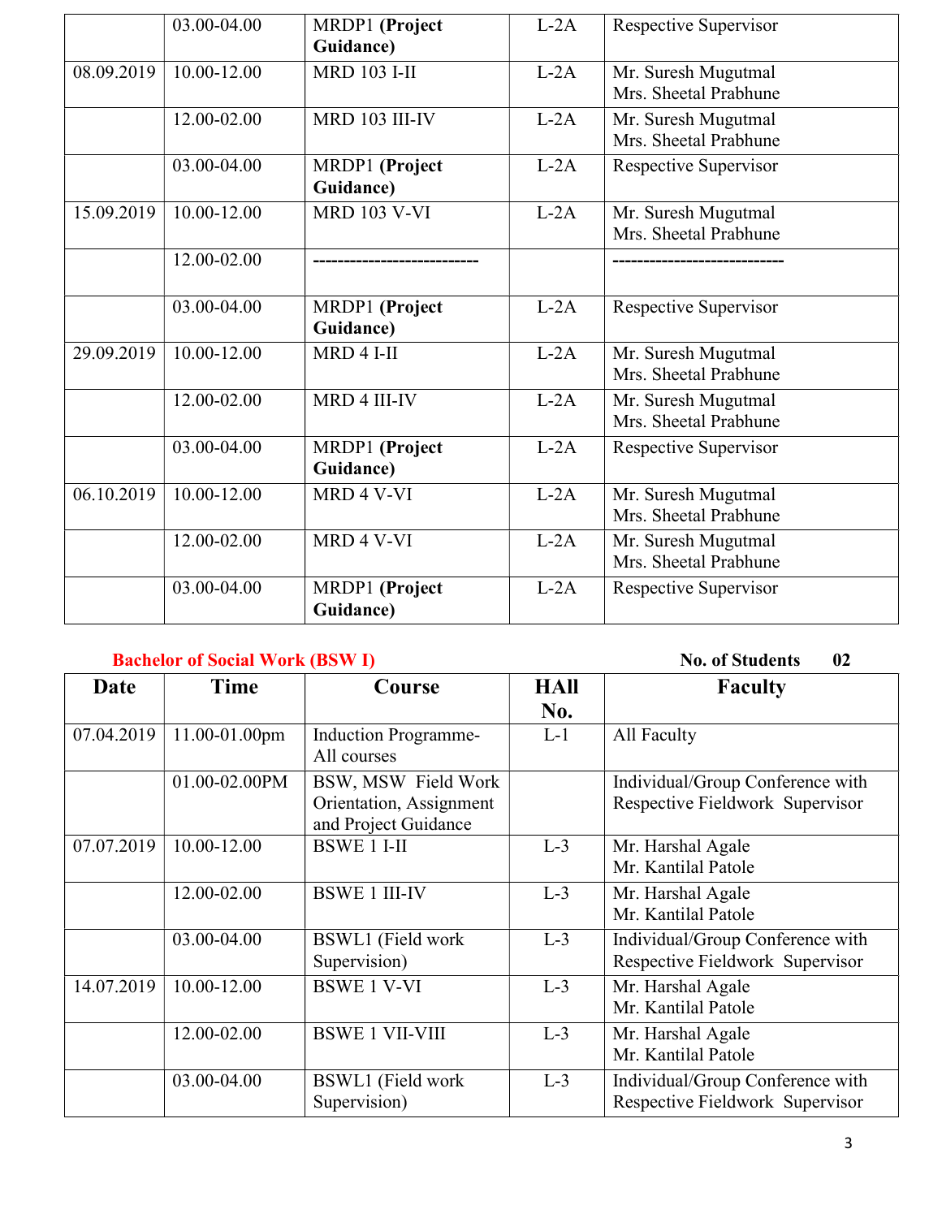|  | 03.00-04.00 | MRDP1 **(Project Guidance)** | L-2A | Respective Supervisor |
|---|---|---|---|---|
| 08.09.2019 | 10.00-12.00 | MRD 103 I-II | L-2A | Mr. Suresh Mugutmal<br>Mrs. Sheetal Prabhune |
|  | 12.00-02.00 | MRD 103 III-IV | L-2A | Mr. Suresh Mugutmal<br>Mrs. Sheetal Prabhune |
|  | 03.00-04.00 | MRDP1 **(Project Guidance)** | L-2A | Respective Supervisor |
| 15.09.2019 | 10.00-12.00 | MRD 103 V-VI | L-2A | Mr. Suresh Mugutmal<br>Mrs. Sheetal Prabhune |
|  | 12.00-02.00 | -------------------------- |  | ---------------------------- |
|  | 03.00-04.00 | MRDP1 **(Project Guidance)** | L-2A | Respective Supervisor |
| 29.09.2019 | 10.00-12.00 | MRD 4 I-II | L-2A | Mr. Suresh Mugutmal<br>Mrs. Sheetal Prabhune |
|  | 12.00-02.00 | MRD 4 III-IV | L-2A | Mr. Suresh Mugutmal<br>Mrs. Sheetal Prabhune |
|  | 03.00-04.00 | MRDP1 **(Project Guidance)** | L-2A | Respective Supervisor |
| 06.10.2019 | 10.00-12.00 | MRD 4 V-VI | L-2A | Mr. Suresh Mugutmal<br>Mrs. Sheetal Prabhune |
|  | 12.00-02.00 | MRD 4 V-VI | L-2A | Mr. Suresh Mugutmal<br>Mrs. Sheetal Prabhune |
|  | 03.00-04.00 | MRDP1 **(Project Guidance)** | L-2A | Respective Supervisor |

**Bachelor of Social Work (BSW I)** **No. of Students 02**

| Date | Time | Course | HAll No. | Faculty |
|---|---|---|---|---|
| 07.04.2019 | 11.00-01.00pm | Induction Programme- All courses | L-1 | All Faculty |
|  | 01.00-02.00PM | BSW, MSW Field Work Orientation, Assignment and Project Guidance |  | Individual/Group Conference with Respective Fieldwork Supervisor |
| 07.07.2019 | 10.00-12.00 | BSWE 1 I-II | L-3 | Mr. Harshal Agale<br>Mr. Kantilal Patole |
|  | 12.00-02.00 | BSWE 1 III-IV | L-3 | Mr. Harshal Agale<br>Mr. Kantilal Patole |
|  | 03.00-04.00 | BSWL1 (Field work Supervision) | L-3 | Individual/Group Conference with Respective Fieldwork Supervisor |
| 14.07.2019 | 10.00-12.00 | BSWE 1 V-VI | L-3 | Mr. Harshal Agale<br>Mr. Kantilal Patole |
|  | 12.00-02.00 | BSWE 1 VII-VIII | L-3 | Mr. Harshal Agale<br>Mr. Kantilal Patole |
|  | 03.00-04.00 | BSWL1 (Field work Supervision) | L-3 | Individual/Group Conference with Respective Fieldwork Supervisor |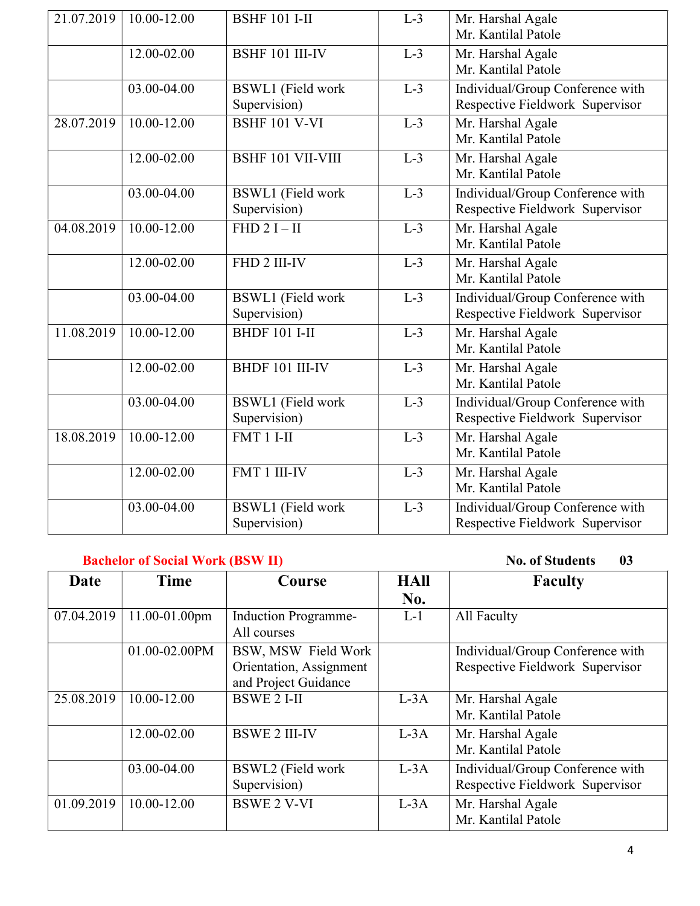| | | | | |
|---|---|---|---|---|
| 21.07.2019 | 10.00-12.00 | BSHF 101 I-II | L-3 | Mr. Harshal Agale<br>Mr. Kantilal Patole |
| | 12.00-02.00 | BSHF 101 III-IV | L-3 | Mr. Harshal Agale<br>Mr. Kantilal Patole |
| | 03.00-04.00 | BSWL1 (Field work Supervision) | L-3 | Individual/Group Conference with Respective Fieldwork Supervisor |
| 28.07.2019 | 10.00-12.00 | BSHF 101 V-VI | L-3 | Mr. Harshal Agale<br>Mr. Kantilal Patole |
| | 12.00-02.00 | BSHF 101 VII-VIII | L-3 | Mr. Harshal Agale<br>Mr. Kantilal Patole |
| | 03.00-04.00 | BSWL1 (Field work Supervision) | L-3 | Individual/Group Conference with Respective Fieldwork Supervisor |
| 04.08.2019 | 10.00-12.00 | FHD 2 I – II | L-3 | Mr. Harshal Agale<br>Mr. Kantilal Patole |
| | 12.00-02.00 | FHD 2 III-IV | L-3 | Mr. Harshal Agale<br>Mr. Kantilal Patole |
| | 03.00-04.00 | BSWL1 (Field work Supervision) | L-3 | Individual/Group Conference with Respective Fieldwork Supervisor |
| 11.08.2019 | 10.00-12.00 | BHDF 101 I-II | L-3 | Mr. Harshal Agale<br>Mr. Kantilal Patole |
| | 12.00-02.00 | BHDF 101 III-IV | L-3 | Mr. Harshal Agale<br>Mr. Kantilal Patole |
| | 03.00-04.00 | BSWL1 (Field work Supervision) | L-3 | Individual/Group Conference with Respective Fieldwork Supervisor |
| 18.08.2019 | 10.00-12.00 | FMT 1 I-II | L-3 | Mr. Harshal Agale<br>Mr. Kantilal Patole |
| | 12.00-02.00 | FMT 1 III-IV | L-3 | Mr. Harshal Agale<br>Mr. Kantilal Patole |
| | 03.00-04.00 | BSWL1 (Field work Supervision) | L-3 | Individual/Group Conference with Respective Fieldwork Supervisor |

**Bachelor of Social Work (BSW II)** **No. of Students 03**

| Date | Time | Course | HAll No. | Faculty |
|---|---|---|---|---|
| 07.04.2019 | 11.00-01.00pm | Induction Programme-All courses | L-1 | All Faculty |
| | 01.00-02.00PM | BSW, MSW Field Work Orientation, Assignment and Project Guidance | | Individual/Group Conference with Respective Fieldwork Supervisor |
| 25.08.2019 | 10.00-12.00 | BSWE 2 I-II | L-3A | Mr. Harshal Agale<br>Mr. Kantilal Patole |
| | 12.00-02.00 | BSWE 2 III-IV | L-3A | Mr. Harshal Agale<br>Mr. Kantilal Patole |
| | 03.00-04.00 | BSWL2 (Field work Supervision) | L-3A | Individual/Group Conference with Respective Fieldwork Supervisor |
| 01.09.2019 | 10.00-12.00 | BSWE 2 V-VI | L-3A | Mr. Harshal Agale<br>Mr. Kantilal Patole |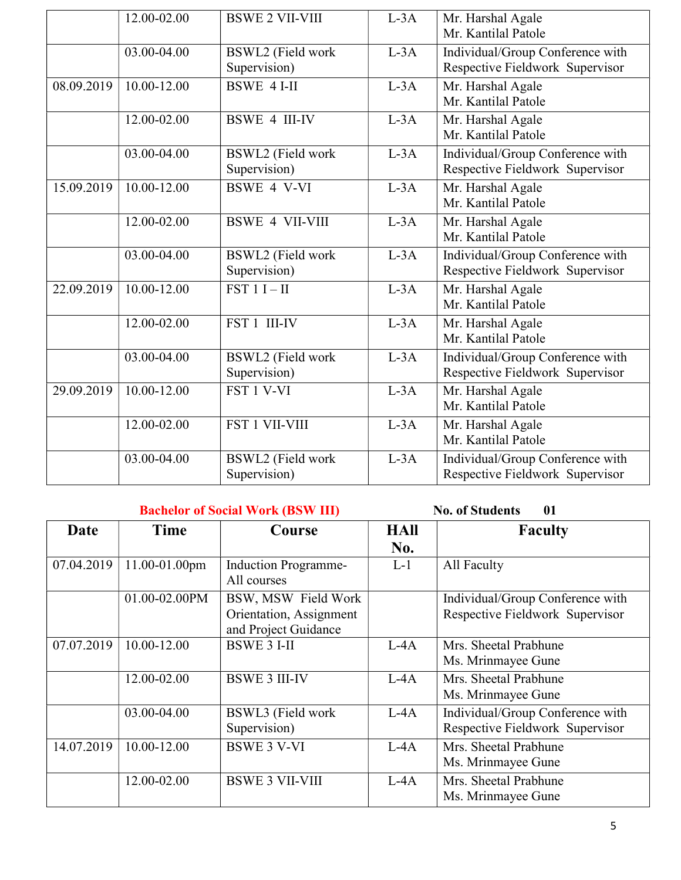|  | 12.00-02.00 | BSWE 2 VII-VIII | L-3A | Mr. Harshal Agale<br>Mr. Kantilal Patole |
|---|---|---|---|---|
|  | 03.00-04.00 | BSWL2 (Field work Supervision) | L-3A | Individual/Group Conference with Respective Fieldwork Supervisor |
| 08.09.2019 | 10.00-12.00 | BSWE 4 I-II | L-3A | Mr. Harshal Agale<br>Mr. Kantilal Patole |
|  | 12.00-02.00 | BSWE 4 III-IV | L-3A | Mr. Harshal Agale<br>Mr. Kantilal Patole |
|  | 03.00-04.00 | BSWL2 (Field work Supervision) | L-3A | Individual/Group Conference with Respective Fieldwork Supervisor |
| 15.09.2019 | 10.00-12.00 | BSWE 4 V-VI | L-3A | Mr. Harshal Agale<br>Mr. Kantilal Patole |
|  | 12.00-02.00 | BSWE 4 VII-VIII | L-3A | Mr. Harshal Agale<br>Mr. Kantilal Patole |
|  | 03.00-04.00 | BSWL2 (Field work Supervision) | L-3A | Individual/Group Conference with Respective Fieldwork Supervisor |
| 22.09.2019 | 10.00-12.00 | FST 1 I – II | L-3A | Mr. Harshal Agale<br>Mr. Kantilal Patole |
|  | 12.00-02.00 | FST 1 III-IV | L-3A | Mr. Harshal Agale<br>Mr. Kantilal Patole |
|  | 03.00-04.00 | BSWL2 (Field work Supervision) | L-3A | Individual/Group Conference with Respective Fieldwork Supervisor |
| 29.09.2019 | 10.00-12.00 | FST 1 V-VI | L-3A | Mr. Harshal Agale<br>Mr. Kantilal Patole |
|  | 12.00-02.00 | FST 1 VII-VIII | L-3A | Mr. Harshal Agale<br>Mr. Kantilal Patole |
|  | 03.00-04.00 | BSWL2 (Field work Supervision) | L-3A | Individual/Group Conference with Respective Fieldwork Supervisor |

**Bachelor of Social Work (BSW III)** **No. of Students 01**

| Date | Time | Course | HAll No. | Faculty |
|---|---|---|---|---|
| 07.04.2019 | 11.00-01.00pm | Induction Programme-All courses | L-1 | All Faculty |
|  | 01.00-02.00PM | BSW, MSW Field Work Orientation, Assignment and Project Guidance |  | Individual/Group Conference with Respective Fieldwork Supervisor |
| 07.07.2019 | 10.00-12.00 | BSWE 3 I-II | L-4A | Mrs. Sheetal Prabhune<br>Ms. Mrinmayee Gune |
|  | 12.00-02.00 | BSWE 3 III-IV | L-4A | Mrs. Sheetal Prabhune<br>Ms. Mrinmayee Gune |
|  | 03.00-04.00 | BSWL3 (Field work Supervision) | L-4A | Individual/Group Conference with Respective Fieldwork Supervisor |
| 14.07.2019 | 10.00-12.00 | BSWE 3 V-VI | L-4A | Mrs. Sheetal Prabhune<br>Ms. Mrinmayee Gune |
|  | 12.00-02.00 | BSWE 3 VII-VIII | L-4A | Mrs. Sheetal Prabhune<br>Ms. Mrinmayee Gune |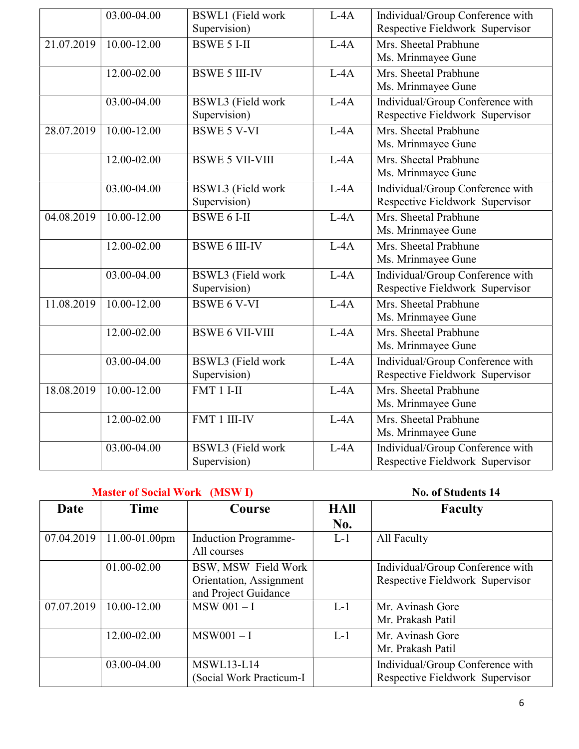| | | | | |
|---|---|---|---|---|
| | 03.00-04.00 | BSWL1 (Field work Supervision) | L-4A | Individual/Group Conference with Respective Fieldwork Supervisor |
| 21.07.2019 | 10.00-12.00 | BSWE 5 I-II | L-4A | Mrs. Sheetal Prabhune<br>Ms. Mrinmayee Gune |
| | 12.00-02.00 | BSWE 5 III-IV | L-4A | Mrs. Sheetal Prabhune<br>Ms. Mrinmayee Gune |
| | 03.00-04.00 | BSWL3 (Field work Supervision) | L-4A | Individual/Group Conference with Respective Fieldwork Supervisor |
| 28.07.2019 | 10.00-12.00 | BSWE 5 V-VI | L-4A | Mrs. Sheetal Prabhune<br>Ms. Mrinmayee Gune |
| | 12.00-02.00 | BSWE 5 VII-VIII | L-4A | Mrs. Sheetal Prabhune<br>Ms. Mrinmayee Gune |
| | 03.00-04.00 | BSWL3 (Field work Supervision) | L-4A | Individual/Group Conference with Respective Fieldwork Supervisor |
| 04.08.2019 | 10.00-12.00 | BSWE 6 I-II | L-4A | Mrs. Sheetal Prabhune<br>Ms. Mrinmayee Gune |
| | 12.00-02.00 | BSWE 6 III-IV | L-4A | Mrs. Sheetal Prabhune<br>Ms. Mrinmayee Gune |
| | 03.00-04.00 | BSWL3 (Field work Supervision) | L-4A | Individual/Group Conference with Respective Fieldwork Supervisor |
| 11.08.2019 | 10.00-12.00 | BSWE 6 V-VI | L-4A | Mrs. Sheetal Prabhune<br>Ms. Mrinmayee Gune |
| | 12.00-02.00 | BSWE 6 VII-VIII | L-4A | Mrs. Sheetal Prabhune<br>Ms. Mrinmayee Gune |
| | 03.00-04.00 | BSWL3 (Field work Supervision) | L-4A | Individual/Group Conference with Respective Fieldwork Supervisor |
| 18.08.2019 | 10.00-12.00 | FMT 1 I-II | L-4A | Mrs. Sheetal Prabhune<br>Ms. Mrinmayee Gune |
| | 12.00-02.00 | FMT 1 III-IV | L-4A | Mrs. Sheetal Prabhune<br>Ms. Mrinmayee Gune |
| | 03.00-04.00 | BSWL3 (Field work Supervision) | L-4A | Individual/Group Conference with Respective Fieldwork Supervisor |

**Master of Social Work (MSW I)** **No. of Students 14**

| Date | Time | Course | HAll No. | Faculty |
|---|---|---|---|---|
| 07.04.2019 | 11.00-01.00pm | Induction Programme-All courses | L-1 | All Faculty |
| | 01.00-02.00 | BSW, MSW Field Work Orientation, Assignment and Project Guidance | | Individual/Group Conference with Respective Fieldwork Supervisor |
| 07.07.2019 | 10.00-12.00 | MSW 001 – I | L-1 | Mr. Avinash Gore<br>Mr. Prakash Patil |
| | 12.00-02.00 | MSW001 – I | L-1 | Mr. Avinash Gore<br>Mr. Prakash Patil |
| | 03.00-04.00 | MSWL13-L14 (Social Work Practicum-I | | Individual/Group Conference with Respective Fieldwork Supervisor |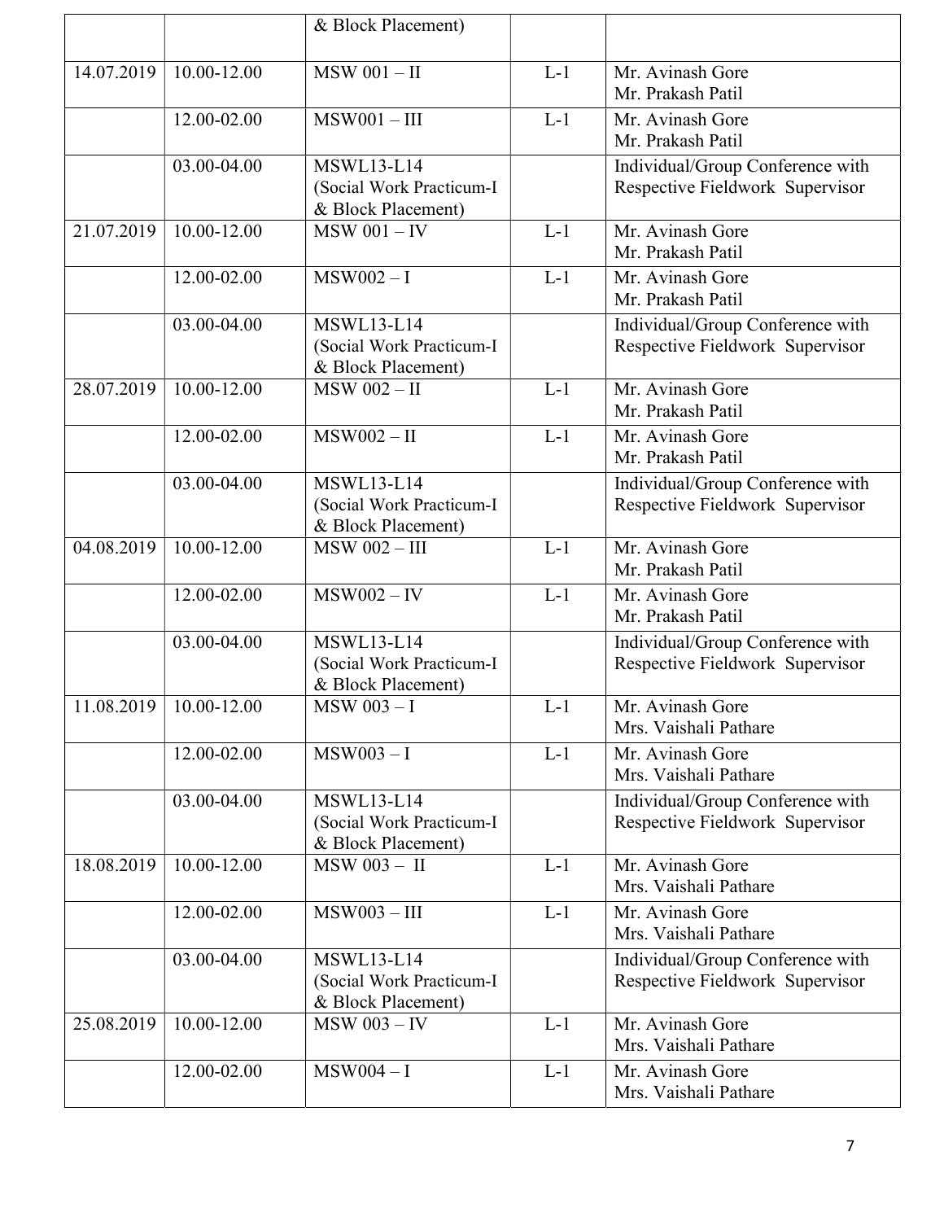| | | & Block Placement) | | |
|---|---|---|---|---|
| 14.07.2019 | 10.00-12.00 | MSW 001 – II | L-1 | Mr. Avinash Gore<br>Mr. Prakash Patil |
| | 12.00-02.00 | MSW001 – III | L-1 | Mr. Avinash Gore<br>Mr. Prakash Patil |
| | 03.00-04.00 | MSWL13-L14<br>(Social Work Practicum-I & Block Placement) | | Individual/Group Conference with Respective Fieldwork Supervisor |
| 21.07.2019 | 10.00-12.00 | MSW 001 – IV | L-1 | Mr. Avinash Gore<br>Mr. Prakash Patil |
| | 12.00-02.00 | MSW002 – I | L-1 | Mr. Avinash Gore<br>Mr. Prakash Patil |
| | 03.00-04.00 | MSWL13-L14<br>(Social Work Practicum-I & Block Placement) | | Individual/Group Conference with Respective Fieldwork Supervisor |
| 28.07.2019 | 10.00-12.00 | MSW 002 – II | L-1 | Mr. Avinash Gore<br>Mr. Prakash Patil |
| | 12.00-02.00 | MSW002 – II | L-1 | Mr. Avinash Gore<br>Mr. Prakash Patil |
| | 03.00-04.00 | MSWL13-L14<br>(Social Work Practicum-I & Block Placement) | | Individual/Group Conference with Respective Fieldwork Supervisor |
| 04.08.2019 | 10.00-12.00 | MSW 002 – III | L-1 | Mr. Avinash Gore<br>Mr. Prakash Patil |
| | 12.00-02.00 | MSW002 – IV | L-1 | Mr. Avinash Gore<br>Mr. Prakash Patil |
| | 03.00-04.00 | MSWL13-L14<br>(Social Work Practicum-I & Block Placement) | | Individual/Group Conference with Respective Fieldwork Supervisor |
| 11.08.2019 | 10.00-12.00 | MSW 003 – I | L-1 | Mr. Avinash Gore<br>Mrs. Vaishali Pathare |
| | 12.00-02.00 | MSW003 – I | L-1 | Mr. Avinash Gore<br>Mrs. Vaishali Pathare |
| | 03.00-04.00 | MSWL13-L14<br>(Social Work Practicum-I & Block Placement) | | Individual/Group Conference with Respective Fieldwork Supervisor |
| 18.08.2019 | 10.00-12.00 | MSW 003 – II | L-1 | Mr. Avinash Gore<br>Mrs. Vaishali Pathare |
| | 12.00-02.00 | MSW003 – III | L-1 | Mr. Avinash Gore<br>Mrs. Vaishali Pathare |
| | 03.00-04.00 | MSWL13-L14<br>(Social Work Practicum-I & Block Placement) | | Individual/Group Conference with Respective Fieldwork Supervisor |
| 25.08.2019 | 10.00-12.00 | MSW 003 – IV | L-1 | Mr. Avinash Gore<br>Mrs. Vaishali Pathare |
| | 12.00-02.00 | MSW004 – I | L-1 | Mr. Avinash Gore<br>Mrs. Vaishali Pathare |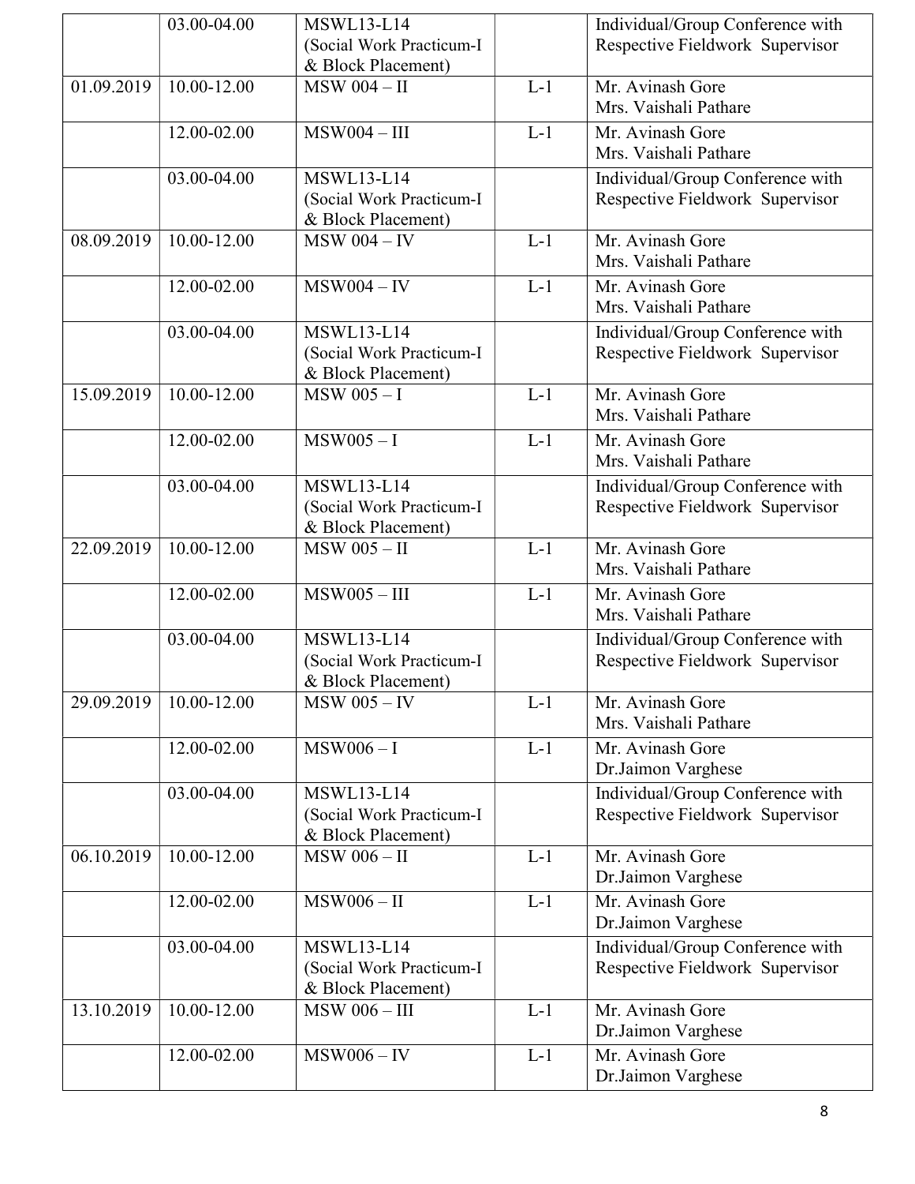| | | | | |
|---|---|---|---|---|
| | 03.00-04.00 | MSWL13-L14 (Social Work Practicum-I & Block Placement) | | Individual/Group Conference with Respective Fieldwork Supervisor |
| 01.09.2019 | 10.00-12.00 | MSW 004 – II | L-1 | Mr. Avinash Gore<br>Mrs. Vaishali Pathare |
| | 12.00-02.00 | MSW004 – III | L-1 | Mr. Avinash Gore<br>Mrs. Vaishali Pathare |
| | 03.00-04.00 | MSWL13-L14 (Social Work Practicum-I & Block Placement) | | Individual/Group Conference with Respective Fieldwork Supervisor |
| 08.09.2019 | 10.00-12.00 | MSW 004 – IV | L-1 | Mr. Avinash Gore<br>Mrs. Vaishali Pathare |
| | 12.00-02.00 | MSW004 – IV | L-1 | Mr. Avinash Gore<br>Mrs. Vaishali Pathare |
| | 03.00-04.00 | MSWL13-L14 (Social Work Practicum-I & Block Placement) | | Individual/Group Conference with Respective Fieldwork Supervisor |
| 15.09.2019 | 10.00-12.00 | MSW 005 – I | L-1 | Mr. Avinash Gore<br>Mrs. Vaishali Pathare |
| | 12.00-02.00 | MSW005 – I | L-1 | Mr. Avinash Gore<br>Mrs. Vaishali Pathare |
| | 03.00-04.00 | MSWL13-L14 (Social Work Practicum-I & Block Placement) | | Individual/Group Conference with Respective Fieldwork Supervisor |
| 22.09.2019 | 10.00-12.00 | MSW 005 – II | L-1 | Mr. Avinash Gore<br>Mrs. Vaishali Pathare |
| | 12.00-02.00 | MSW005 – III | L-1 | Mr. Avinash Gore<br>Mrs. Vaishali Pathare |
| | 03.00-04.00 | MSWL13-L14 (Social Work Practicum-I & Block Placement) | | Individual/Group Conference with Respective Fieldwork Supervisor |
| 29.09.2019 | 10.00-12.00 | MSW 005 – IV | L-1 | Mr. Avinash Gore<br>Mrs. Vaishali Pathare |
| | 12.00-02.00 | MSW006 – I | L-1 | Mr. Avinash Gore<br>Dr.Jaimon Varghese |
| | 03.00-04.00 | MSWL13-L14 (Social Work Practicum-I & Block Placement) | | Individual/Group Conference with Respective Fieldwork Supervisor |
| 06.10.2019 | 10.00-12.00 | MSW 006 – II | L-1 | Mr. Avinash Gore<br>Dr.Jaimon Varghese |
| | 12.00-02.00 | MSW006 – II | L-1 | Mr. Avinash Gore<br>Dr.Jaimon Varghese |
| | 03.00-04.00 | MSWL13-L14 (Social Work Practicum-I & Block Placement) | | Individual/Group Conference with Respective Fieldwork Supervisor |
| 13.10.2019 | 10.00-12.00 | MSW 006 – III | L-1 | Mr. Avinash Gore<br>Dr.Jaimon Varghese |
| | 12.00-02.00 | MSW006 – IV | L-1 | Mr. Avinash Gore<br>Dr.Jaimon Varghese |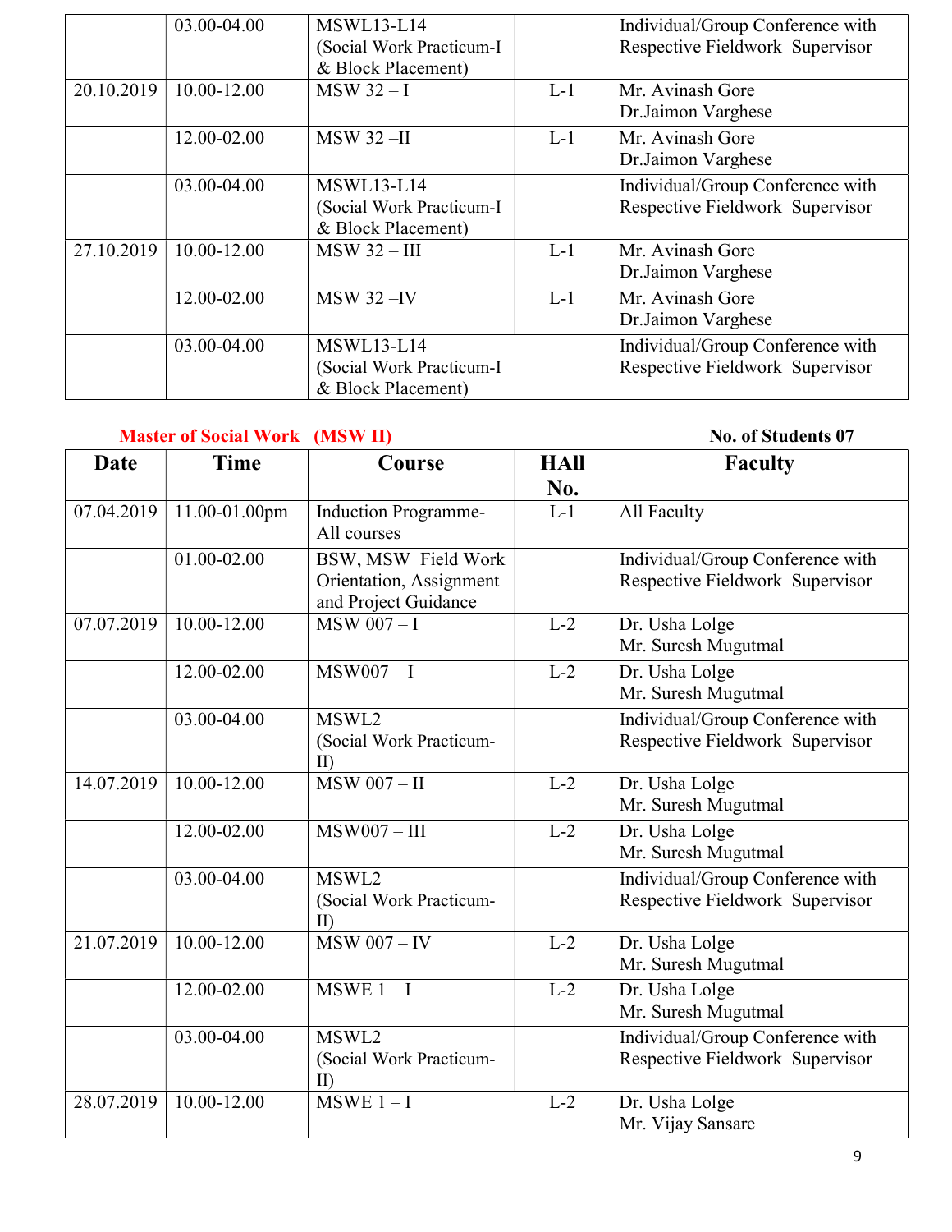| | 03.00-04.00 | MSWL13-L14 (Social Work Practicum-I & Block Placement) | | Individual/Group Conference with Respective Fieldwork Supervisor |
|---|---|---|---|---|
| 20.10.2019 | 10.00-12.00 | MSW 32 – I | L-1 | Mr. Avinash Gore<br>Dr.Jaimon Varghese |
| | 12.00-02.00 | MSW 32 –II | L-1 | Mr. Avinash Gore<br>Dr.Jaimon Varghese |
| | 03.00-04.00 | MSWL13-L14 (Social Work Practicum-I & Block Placement) | | Individual/Group Conference with Respective Fieldwork Supervisor |
| 27.10.2019 | 10.00-12.00 | MSW 32 – III | L-1 | Mr. Avinash Gore<br>Dr.Jaimon Varghese |
| | 12.00-02.00 | MSW 32 –IV | L-1 | Mr. Avinash Gore<br>Dr.Jaimon Varghese |
| | 03.00-04.00 | MSWL13-L14 (Social Work Practicum-I & Block Placement) | | Individual/Group Conference with Respective Fieldwork Supervisor |

**Master of Social Work (MSW II)** **No. of Students 07**

| Date | Time | Course | HAll No. | Faculty |
|---|---|---|---|---|
| 07.04.2019 | 11.00-01.00pm | Induction Programme- All courses | L-1 | All Faculty |
| | 01.00-02.00 | BSW, MSW Field Work Orientation, Assignment and Project Guidance | | Individual/Group Conference with Respective Fieldwork Supervisor |
| 07.07.2019 | 10.00-12.00 | MSW 007 – I | L-2 | Dr. Usha Lolge<br>Mr. Suresh Mugutmal |
| | 12.00-02.00 | MSW007 – I | L-2 | Dr. Usha Lolge<br>Mr. Suresh Mugutmal |
| | 03.00-04.00 | MSWL2 (Social Work Practicum-II) | | Individual/Group Conference with Respective Fieldwork Supervisor |
| 14.07.2019 | 10.00-12.00 | MSW 007 – II | L-2 | Dr. Usha Lolge<br>Mr. Suresh Mugutmal |
| | 12.00-02.00 | MSW007 – III | L-2 | Dr. Usha Lolge<br>Mr. Suresh Mugutmal |
| | 03.00-04.00 | MSWL2 (Social Work Practicum-II) | | Individual/Group Conference with Respective Fieldwork Supervisor |
| 21.07.2019 | 10.00-12.00 | MSW 007 – IV | L-2 | Dr. Usha Lolge<br>Mr. Suresh Mugutmal |
| | 12.00-02.00 | MSWE 1 – I | L-2 | Dr. Usha Lolge<br>Mr. Suresh Mugutmal |
| | 03.00-04.00 | MSWL2 (Social Work Practicum-II) | | Individual/Group Conference with Respective Fieldwork Supervisor |
| 28.07.2019 | 10.00-12.00 | MSWE 1 – I | L-2 | Dr. Usha Lolge<br>Mr. Vijay Sansare |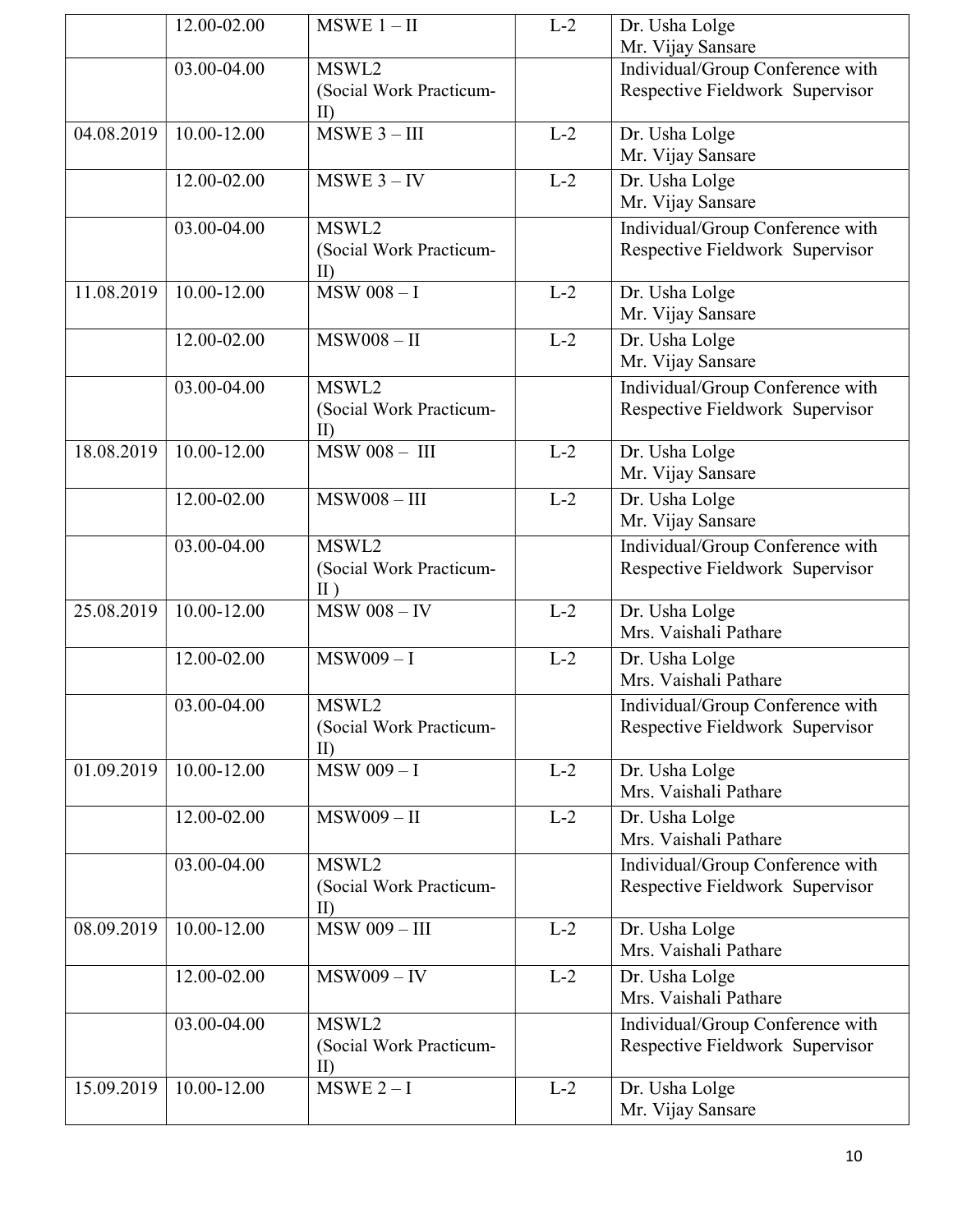| | | | | |
|---|---|---|---|---|
| | 12.00-02.00 | MSWE 1 – II | L-2 | Dr. Usha Lolge<br>Mr. Vijay Sansare |
| | 03.00-04.00 | MSWL2<br>(Social Work Practicum-II) | | Individual/Group Conference with Respective Fieldwork Supervisor |
| 04.08.2019 | 10.00-12.00 | MSWE 3 – III | L-2 | Dr. Usha Lolge<br>Mr. Vijay Sansare |
| | 12.00-02.00 | MSWE 3 – IV | L-2 | Dr. Usha Lolge<br>Mr. Vijay Sansare |
| | 03.00-04.00 | MSWL2<br>(Social Work Practicum-II) | | Individual/Group Conference with Respective Fieldwork Supervisor |
| 11.08.2019 | 10.00-12.00 | MSW 008 – I | L-2 | Dr. Usha Lolge<br>Mr. Vijay Sansare |
| | 12.00-02.00 | MSW008 – II | L-2 | Dr. Usha Lolge<br>Mr. Vijay Sansare |
| | 03.00-04.00 | MSWL2<br>(Social Work Practicum-II) | | Individual/Group Conference with Respective Fieldwork Supervisor |
| 18.08.2019 | 10.00-12.00 | MSW 008 – III | L-2 | Dr. Usha Lolge<br>Mr. Vijay Sansare |
| | 12.00-02.00 | MSW008 – III | L-2 | Dr. Usha Lolge<br>Mr. Vijay Sansare |
| | 03.00-04.00 | MSWL2<br>(Social Work Practicum-II ) | | Individual/Group Conference with Respective Fieldwork Supervisor |
| 25.08.2019 | 10.00-12.00 | MSW 008 – IV | L-2 | Dr. Usha Lolge<br>Mrs. Vaishali Pathare |
| | 12.00-02.00 | MSW009 – I | L-2 | Dr. Usha Lolge<br>Mrs. Vaishali Pathare |
| | 03.00-04.00 | MSWL2<br>(Social Work Practicum-II) | | Individual/Group Conference with Respective Fieldwork Supervisor |
| 01.09.2019 | 10.00-12.00 | MSW 009 – I | L-2 | Dr. Usha Lolge<br>Mrs. Vaishali Pathare |
| | 12.00-02.00 | MSW009 – II | L-2 | Dr. Usha Lolge<br>Mrs. Vaishali Pathare |
| | 03.00-04.00 | MSWL2<br>(Social Work Practicum-II) | | Individual/Group Conference with Respective Fieldwork Supervisor |
| 08.09.2019 | 10.00-12.00 | MSW 009 – III | L-2 | Dr. Usha Lolge<br>Mrs. Vaishali Pathare |
| | 12.00-02.00 | MSW009 – IV | L-2 | Dr. Usha Lolge<br>Mrs. Vaishali Pathare |
| | 03.00-04.00 | MSWL2<br>(Social Work Practicum-II) | | Individual/Group Conference with Respective Fieldwork Supervisor |
| 15.09.2019 | 10.00-12.00 | MSWE 2 – I | L-2 | Dr. Usha Lolge<br>Mr. Vijay Sansare |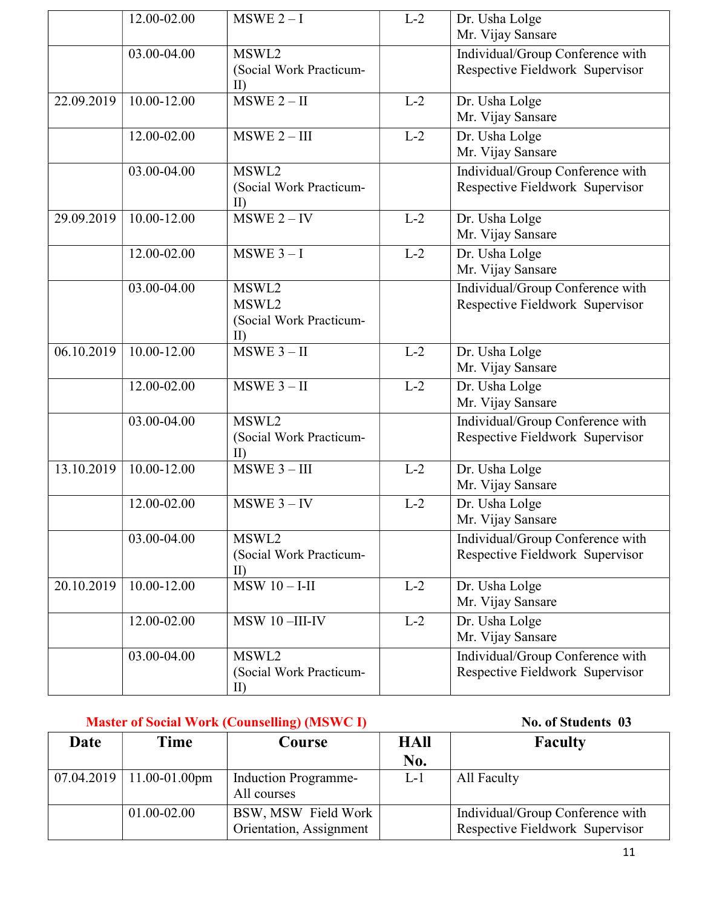|  | 12.00-02.00 | MSWE 2 – I | L-2 | Dr. Usha Lolge<br>Mr. Vijay Sansare |
|---|---|---|---|---|
|  | 03.00-04.00 | MSWL2<br>(Social Work Practicum-II) |  | Individual/Group Conference with Respective Fieldwork Supervisor |
| 22.09.2019 | 10.00-12.00 | MSWE 2 – II | L-2 | Dr. Usha Lolge<br>Mr. Vijay Sansare |
|  | 12.00-02.00 | MSWE 2 – III | L-2 | Dr. Usha Lolge<br>Mr. Vijay Sansare |
|  | 03.00-04.00 | MSWL2<br>(Social Work Practicum-II) |  | Individual/Group Conference with Respective Fieldwork Supervisor |
| 29.09.2019 | 10.00-12.00 | MSWE 2 – IV | L-2 | Dr. Usha Lolge<br>Mr. Vijay Sansare |
|  | 12.00-02.00 | MSWE 3 – I | L-2 | Dr. Usha Lolge<br>Mr. Vijay Sansare |
|  | 03.00-04.00 | MSWL2<br>MSWL2<br>(Social Work Practicum-II) |  | Individual/Group Conference with Respective Fieldwork Supervisor |
| 06.10.2019 | 10.00-12.00 | MSWE 3 – II | L-2 | Dr. Usha Lolge<br>Mr. Vijay Sansare |
|  | 12.00-02.00 | MSWE 3 – II | L-2 | Dr. Usha Lolge<br>Mr. Vijay Sansare |
|  | 03.00-04.00 | MSWL2<br>(Social Work Practicum-II) |  | Individual/Group Conference with Respective Fieldwork Supervisor |
| 13.10.2019 | 10.00-12.00 | MSWE 3 – III | L-2 | Dr. Usha Lolge<br>Mr. Vijay Sansare |
|  | 12.00-02.00 | MSWE 3 – IV | L-2 | Dr. Usha Lolge<br>Mr. Vijay Sansare |
|  | 03.00-04.00 | MSWL2<br>(Social Work Practicum-II) |  | Individual/Group Conference with Respective Fieldwork Supervisor |
| 20.10.2019 | 10.00-12.00 | MSW 10 – I-II | L-2 | Dr. Usha Lolge<br>Mr. Vijay Sansare |
|  | 12.00-02.00 | MSW 10 –III-IV | L-2 | Dr. Usha Lolge<br>Mr. Vijay Sansare |
|  | 03.00-04.00 | MSWL2<br>(Social Work Practicum-II) |  | Individual/Group Conference with Respective Fieldwork Supervisor |

**Master of Social Work (Counselling) (MSWC I)** **No. of Students 03**

| Date | Time | Course | HAll No. | Faculty |
|---|---|---|---|---|
| 07.04.2019 | 11.00-01.00pm | Induction Programme-All courses | L-1 | All Faculty |
|  | 01.00-02.00 | BSW, MSW Field Work Orientation, Assignment |  | Individual/Group Conference with Respective Fieldwork Supervisor |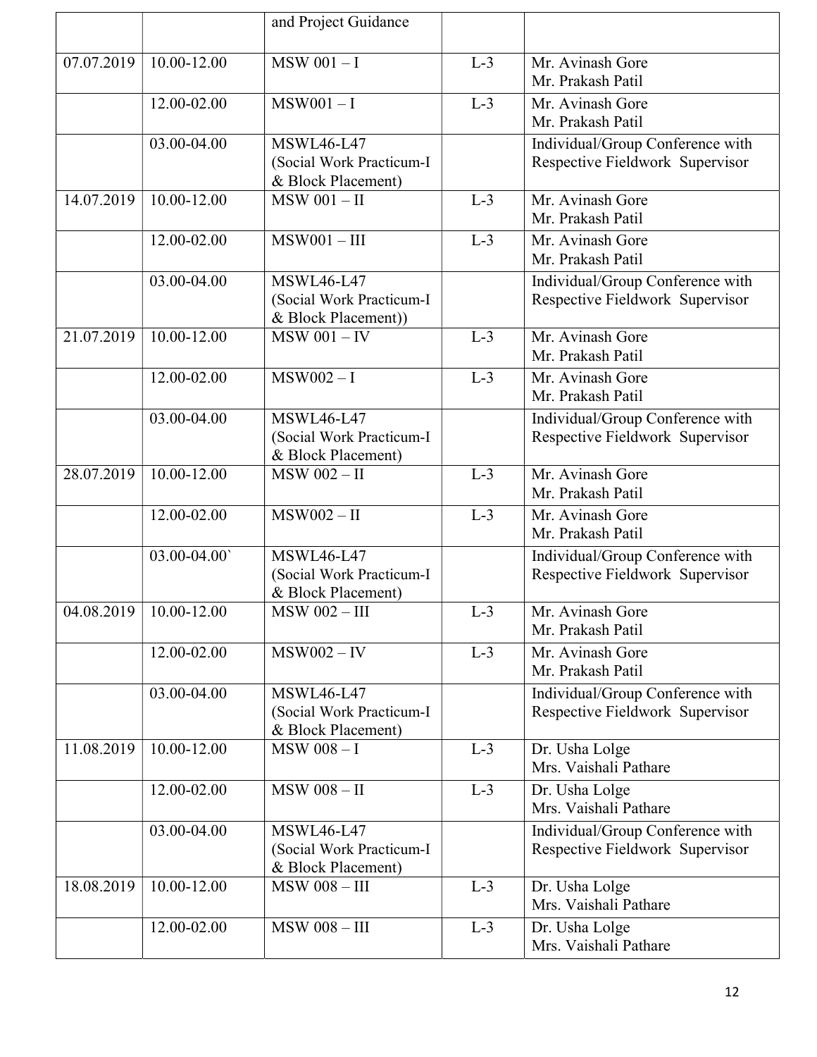| | | and Project Guidance | | |
|---|---|---|---|---|
| 07.07.2019 | 10.00-12.00 | MSW 001 – I | L-3 | Mr. Avinash Gore<br>Mr. Prakash Patil |
| | 12.00-02.00 | MSW001 – I | L-3 | Mr. Avinash Gore<br>Mr. Prakash Patil |
| | 03.00-04.00 | MSWL46-L47<br>(Social Work Practicum-I & Block Placement) | | Individual/Group Conference with Respective Fieldwork Supervisor |
| 14.07.2019 | 10.00-12.00 | MSW 001 – II | L-3 | Mr. Avinash Gore<br>Mr. Prakash Patil |
| | 12.00-02.00 | MSW001 – III | L-3 | Mr. Avinash Gore<br>Mr. Prakash Patil |
| | 03.00-04.00 | MSWL46-L47<br>(Social Work Practicum-I & Block Placement)) | | Individual/Group Conference with Respective Fieldwork Supervisor |
| 21.07.2019 | 10.00-12.00 | MSW 001 – IV | L-3 | Mr. Avinash Gore<br>Mr. Prakash Patil |
| | 12.00-02.00 | MSW002 – I | L-3 | Mr. Avinash Gore<br>Mr. Prakash Patil |
| | 03.00-04.00 | MSWL46-L47<br>(Social Work Practicum-I & Block Placement) | | Individual/Group Conference with Respective Fieldwork Supervisor |
| 28.07.2019 | 10.00-12.00 | MSW 002 – II | L-3 | Mr. Avinash Gore<br>Mr. Prakash Patil |
| | 12.00-02.00 | MSW002 – II | L-3 | Mr. Avinash Gore<br>Mr. Prakash Patil |
| | 03.00-04.00` | MSWL46-L47<br>(Social Work Practicum-I & Block Placement) | | Individual/Group Conference with Respective Fieldwork Supervisor |
| 04.08.2019 | 10.00-12.00 | MSW 002 – III | L-3 | Mr. Avinash Gore<br>Mr. Prakash Patil |
| | 12.00-02.00 | MSW002 – IV | L-3 | Mr. Avinash Gore<br>Mr. Prakash Patil |
| | 03.00-04.00 | MSWL46-L47<br>(Social Work Practicum-I & Block Placement) | | Individual/Group Conference with Respective Fieldwork Supervisor |
| 11.08.2019 | 10.00-12.00 | MSW 008 – I | L-3 | Dr. Usha Lolge<br>Mrs. Vaishali Pathare |
| | 12.00-02.00 | MSW 008 – II | L-3 | Dr. Usha Lolge<br>Mrs. Vaishali Pathare |
| | 03.00-04.00 | MSWL46-L47<br>(Social Work Practicum-I & Block Placement) | | Individual/Group Conference with Respective Fieldwork Supervisor |
| 18.08.2019 | 10.00-12.00 | MSW 008 – III | L-3 | Dr. Usha Lolge<br>Mrs. Vaishali Pathare |
| | 12.00-02.00 | MSW 008 – III | L-3 | Dr. Usha Lolge<br>Mrs. Vaishali Pathare |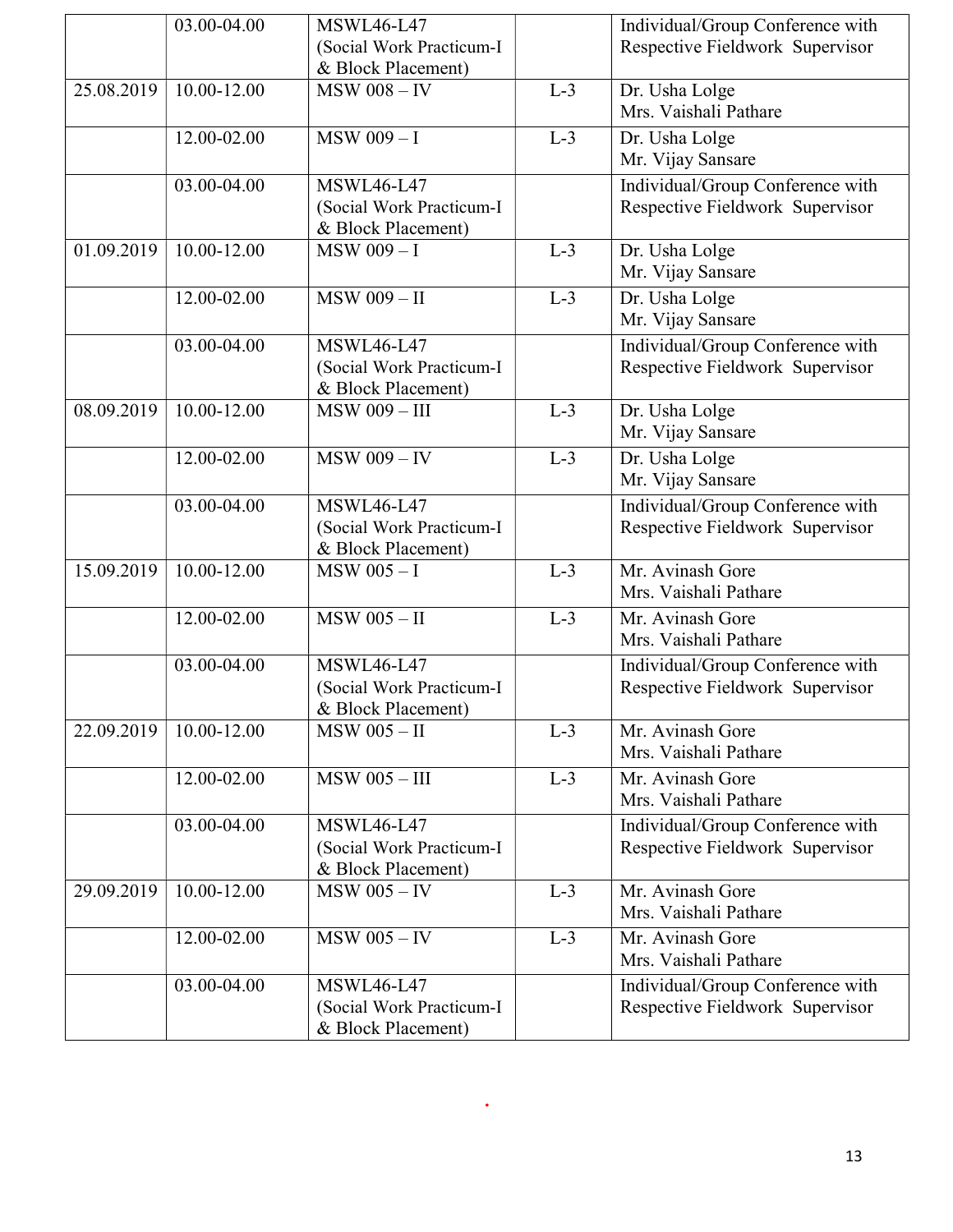| | | | | |
|---|---|---|---|---|
| | 03.00-04.00 | MSWL46-L47 (Social Work Practicum-I & Block Placement) | | Individual/Group Conference with Respective Fieldwork Supervisor |
| 25.08.2019 | 10.00-12.00 | MSW 008 – IV | L-3 | Dr. Usha Lolge<br>Mrs. Vaishali Pathare |
| | 12.00-02.00 | MSW 009 – I | L-3 | Dr. Usha Lolge<br>Mr. Vijay Sansare |
| | 03.00-04.00 | MSWL46-L47 (Social Work Practicum-I & Block Placement) | | Individual/Group Conference with Respective Fieldwork Supervisor |
| 01.09.2019 | 10.00-12.00 | MSW 009 – I | L-3 | Dr. Usha Lolge<br>Mr. Vijay Sansare |
| | 12.00-02.00 | MSW 009 – II | L-3 | Dr. Usha Lolge<br>Mr. Vijay Sansare |
| | 03.00-04.00 | MSWL46-L47 (Social Work Practicum-I & Block Placement) | | Individual/Group Conference with Respective Fieldwork Supervisor |
| 08.09.2019 | 10.00-12.00 | MSW 009 – III | L-3 | Dr. Usha Lolge<br>Mr. Vijay Sansare |
| | 12.00-02.00 | MSW 009 – IV | L-3 | Dr. Usha Lolge<br>Mr. Vijay Sansare |
| | 03.00-04.00 | MSWL46-L47 (Social Work Practicum-I & Block Placement) | | Individual/Group Conference with Respective Fieldwork Supervisor |
| 15.09.2019 | 10.00-12.00 | MSW 005 – I | L-3 | Mr. Avinash Gore<br>Mrs. Vaishali Pathare |
| | 12.00-02.00 | MSW 005 – II | L-3 | Mr. Avinash Gore<br>Mrs. Vaishali Pathare |
| | 03.00-04.00 | MSWL46-L47 (Social Work Practicum-I & Block Placement) | | Individual/Group Conference with Respective Fieldwork Supervisor |
| 22.09.2019 | 10.00-12.00 | MSW 005 – II | L-3 | Mr. Avinash Gore<br>Mrs. Vaishali Pathare |
| | 12.00-02.00 | MSW 005 – III | L-3 | Mr. Avinash Gore<br>Mrs. Vaishali Pathare |
| | 03.00-04.00 | MSWL46-L47 (Social Work Practicum-I & Block Placement) | | Individual/Group Conference with Respective Fieldwork Supervisor |
| 29.09.2019 | 10.00-12.00 | MSW 005 – IV | L-3 | Mr. Avinash Gore<br>Mrs. Vaishali Pathare |
| | 12.00-02.00 | MSW 005 – IV | L-3 | Mr. Avinash Gore<br>Mrs. Vaishali Pathare |
| | 03.00-04.00 | MSWL46-L47 (Social Work Practicum-I & Block Placement) | | Individual/Group Conference with Respective Fieldwork Supervisor |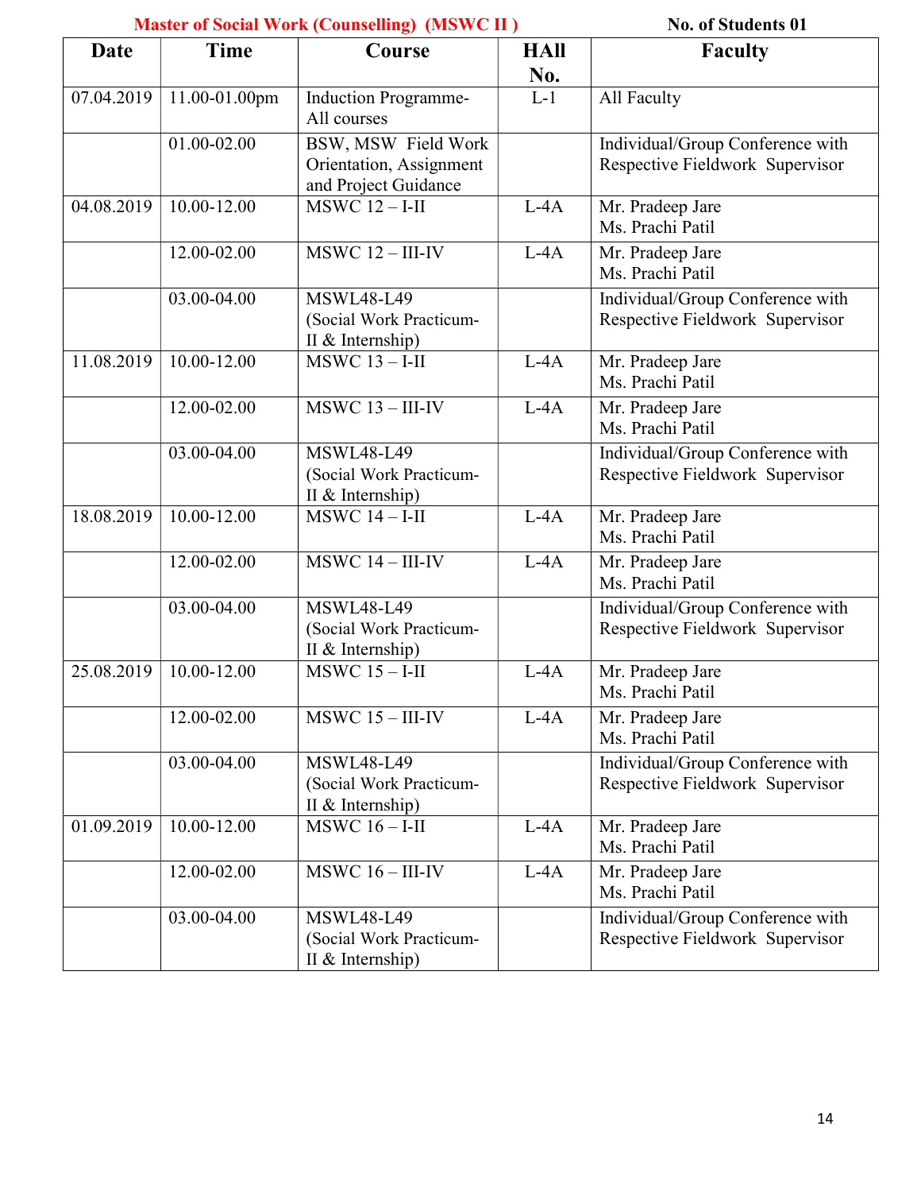**Master of Social Work (Counselling) (MSWC II )** **No. of Students 01**

| Date | Time | Course | HAll No. | Faculty |
|---|---|---|---|---|
| 07.04.2019 | 11.00-01.00pm | Induction Programme- All courses | L-1 | All Faculty |
| | 01.00-02.00 | BSW, MSW Field Work Orientation, Assignment and Project Guidance | | Individual/Group Conference with Respective Fieldwork Supervisor |
| 04.08.2019 | 10.00-12.00 | MSWC 12 – I-II | L-4A | Mr. Pradeep Jare<br>Ms. Prachi Patil |
| | 12.00-02.00 | MSWC 12 – III-IV | L-4A | Mr. Pradeep Jare<br>Ms. Prachi Patil |
| | 03.00-04.00 | MSWL48-L49 (Social Work Practicum-II & Internship) | | Individual/Group Conference with Respective Fieldwork Supervisor |
| 11.08.2019 | 10.00-12.00 | MSWC 13 – I-II | L-4A | Mr. Pradeep Jare<br>Ms. Prachi Patil |
| | 12.00-02.00 | MSWC 13 – III-IV | L-4A | Mr. Pradeep Jare<br>Ms. Prachi Patil |
| | 03.00-04.00 | MSWL48-L49 (Social Work Practicum-II & Internship) | | Individual/Group Conference with Respective Fieldwork Supervisor |
| 18.08.2019 | 10.00-12.00 | MSWC 14 – I-II | L-4A | Mr. Pradeep Jare<br>Ms. Prachi Patil |
| | 12.00-02.00 | MSWC 14 – III-IV | L-4A | Mr. Pradeep Jare<br>Ms. Prachi Patil |
| | 03.00-04.00 | MSWL48-L49 (Social Work Practicum-II & Internship) | | Individual/Group Conference with Respective Fieldwork Supervisor |
| 25.08.2019 | 10.00-12.00 | MSWC 15 – I-II | L-4A | Mr. Pradeep Jare<br>Ms. Prachi Patil |
| | 12.00-02.00 | MSWC 15 – III-IV | L-4A | Mr. Pradeep Jare<br>Ms. Prachi Patil |
| | 03.00-04.00 | MSWL48-L49 (Social Work Practicum-II & Internship) | | Individual/Group Conference with Respective Fieldwork Supervisor |
| 01.09.2019 | 10.00-12.00 | MSWC 16 – I-II | L-4A | Mr. Pradeep Jare<br>Ms. Prachi Patil |
| | 12.00-02.00 | MSWC 16 – III-IV | L-4A | Mr. Pradeep Jare<br>Ms. Prachi Patil |
| | 03.00-04.00 | MSWL48-L49 (Social Work Practicum-II & Internship) | | Individual/Group Conference with Respective Fieldwork Supervisor |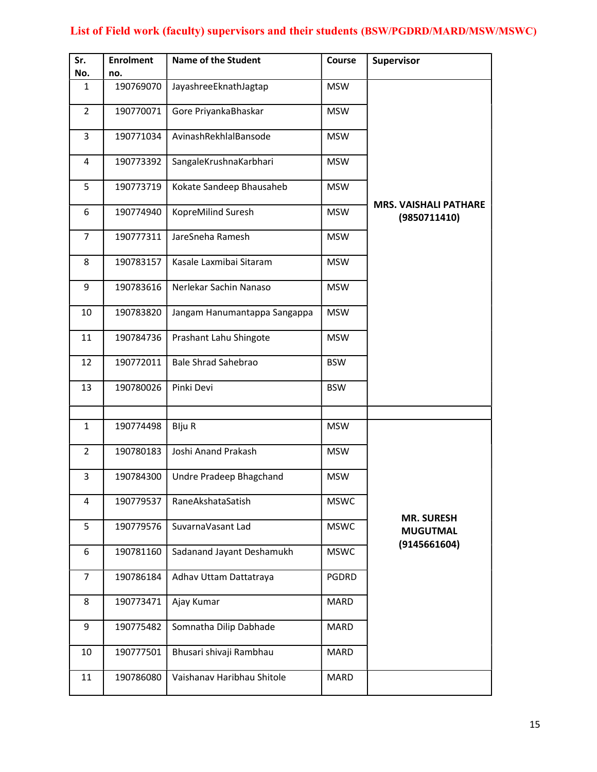# List of Field work (faculty) supervisors and their students (BSW/PGDRD/MARD/MSW/MSWC)

| Sr. No. | Enrolment no. | Name of the Student | Course | Supervisor |
|---|---|---|---|---|
| 1 | 190769070 | JayashreeEknathJagtap | MSW | **MRS. VAISHALI PATHARE (9850711410)** |
| 2 | 190770071 | Gore PriyankaBhaskar | MSW | |
| 3 | 190771034 | AvinashRekhlalBansode | MSW | |
| 4 | 190773392 | SangaleKrushnaKarbhari | MSW | |
| 5 | 190773719 | Kokate Sandeep Bhausaheb | MSW | |
| 6 | 190774940 | KopreMilind Suresh | MSW | |
| 7 | 190777311 | JareSneha Ramesh | MSW | |
| 8 | 190783157 | Kasale Laxmibai Sitaram | MSW | |
| 9 | 190783616 | Nerlekar Sachin Nanaso | MSW | |
| 10 | 190783820 | Jangam Hanumantappa Sangappa | MSW | |
| 11 | 190784736 | Prashant Lahu Shingote | MSW | |
| 12 | 190772011 | Bale Shrad Sahebrao | BSW | |
| 13 | 190780026 | Pinki Devi | BSW | |
| | | | | |
| 1 | 190774498 | BIju R | MSW | **MR. SURESH MUGUTMAL (9145661604)** |
| 2 | 190780183 | Joshi Anand Prakash | MSW | |
| 3 | 190784300 | Undre Pradeep Bhagchand | MSW | |
| 4 | 190779537 | RaneAkshataSatish | MSWC | |
| 5 | 190779576 | SuvarnaVasant Lad | MSWC | |
| 6 | 190781160 | Sadanand Jayant Deshamukh | MSWC | |
| 7 | 190786184 | Adhav Uttam Dattatraya | PGDRD | |
| 8 | 190773471 | Ajay Kumar | MARD | |
| 9 | 190775482 | Somnatha Dilip Dabhade | MARD | |
| 10 | 190777501 | Bhusari shivaji Rambhau | MARD | |
| 11 | 190786080 | Vaishanav Haribhau Shitole | MARD | |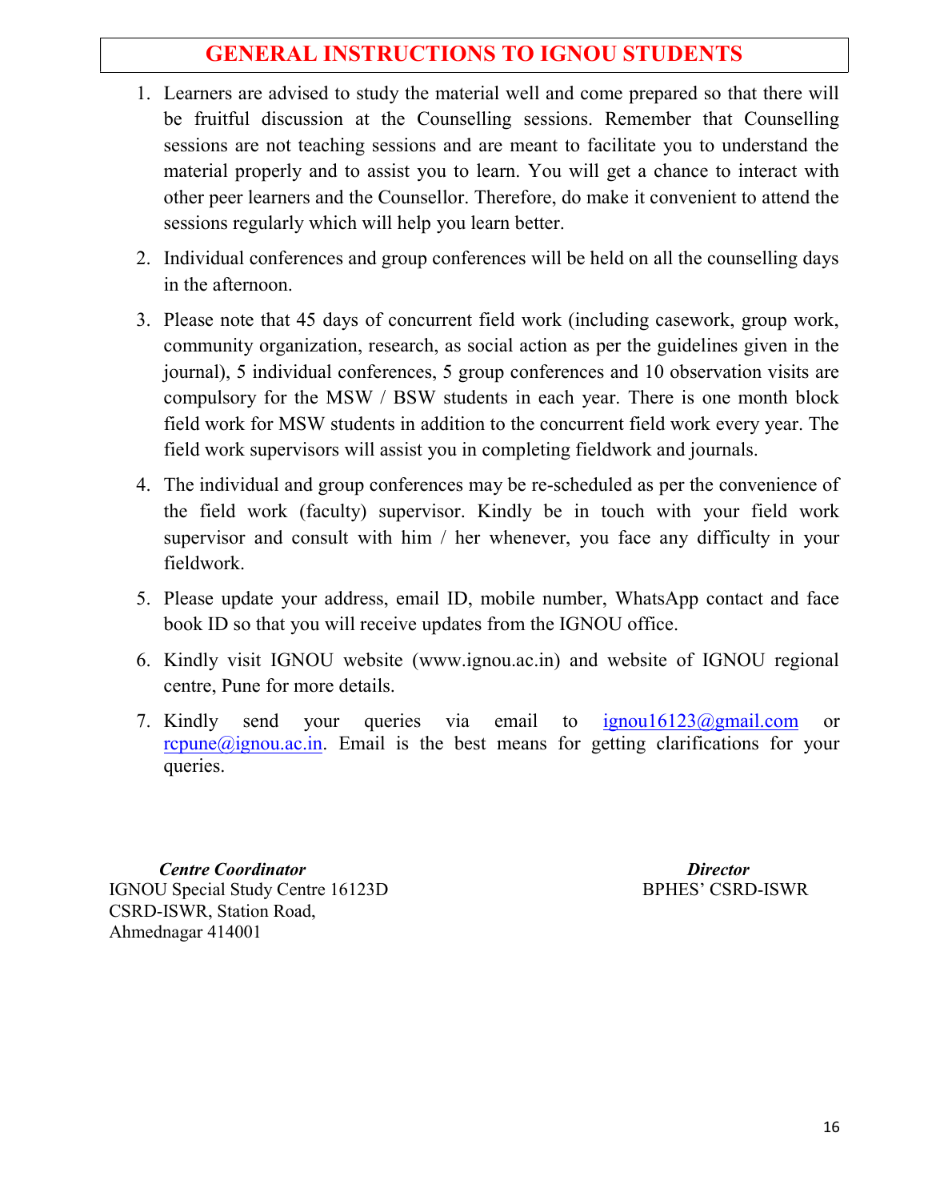# GENERAL INSTRUCTIONS TO IGNOU STUDENTS

1. Learners are advised to study the material well and come prepared so that there will be fruitful discussion at the Counselling sessions. Remember that Counselling sessions are not teaching sessions and are meant to facilitate you to understand the material properly and to assist you to learn. You will get a chance to interact with other peer learners and the Counsellor. Therefore, do make it convenient to attend the sessions regularly which will help you learn better.

2. Individual conferences and group conferences will be held on all the counselling days in the afternoon.

3. Please note that 45 days of concurrent field work (including casework, group work, community organization, research, as social action as per the guidelines given in the journal), 5 individual conferences, 5 group conferences and 10 observation visits are compulsory for the MSW / BSW students in each year. There is one month block field work for MSW students in addition to the concurrent field work every year. The field work supervisors will assist you in completing fieldwork and journals.

4. The individual and group conferences may be re-scheduled as per the convenience of the field work (faculty) supervisor. Kindly be in touch with your field work supervisor and consult with him / her whenever, you face any difficulty in your fieldwork.

5. Please update your address, email ID, mobile number, WhatsApp contact and face book ID so that you will receive updates from the IGNOU office.

6. Kindly visit IGNOU website (www.ignou.ac.in) and website of IGNOU regional centre, Pune for more details.

7. Kindly send your queries via email to ignou16123@gmail.com or rcpune@ignou.ac.in. Email is the best means for getting clarifications for your queries.

***Centre Coordinator***
IGNOU Special Study Centre 16123D
CSRD-ISWR, Station Road,
Ahmednagar 414001

***Director***
BPHES' CSRD-ISWR